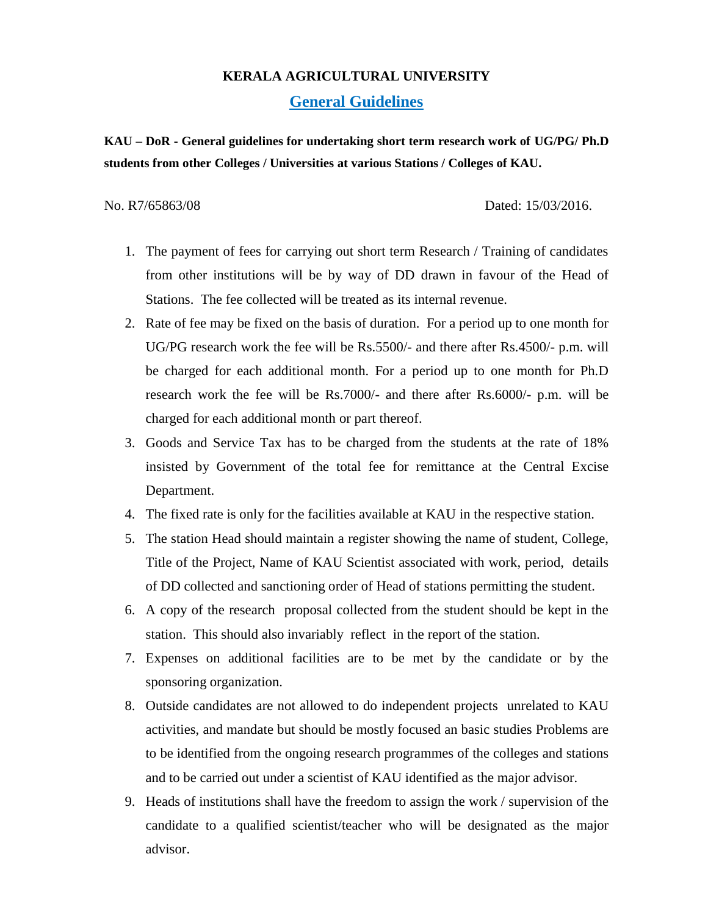# KERALA AGRICULTURAL UNIVERSITY

## General Guidelines

**KAU – DoR - General guidelines for undertaking short term research work of UG/PG/ Ph.D students from other Colleges / Universities at various Stations / Colleges of KAU.**

No. R7/65863/08 Dated: 15/03/2016.

1. The payment of fees for carrying out short term Research / Training of candidates from other institutions will be by way of DD drawn in favour of the Head of Stations. The fee collected will be treated as its internal revenue.
2. Rate of fee may be fixed on the basis of duration. For a period up to one month for UG/PG research work the fee will be Rs.5500/- and there after Rs.4500/- p.m. will be charged for each additional month. For a period up to one month for Ph.D research work the fee will be Rs.7000/- and there after Rs.6000/- p.m. will be charged for each additional month or part thereof.
3. Goods and Service Tax has to be charged from the students at the rate of 18% insisted by Government of the total fee for remittance at the Central Excise Department.
4. The fixed rate is only for the facilities available at KAU in the respective station.
5. The station Head should maintain a register showing the name of student, College, Title of the Project, Name of KAU Scientist associated with work, period, details of DD collected and sanctioning order of Head of stations permitting the student.
6. A copy of the research proposal collected from the student should be kept in the station. This should also invariably reflect in the report of the station.
7. Expenses on additional facilities are to be met by the candidate or by the sponsoring organization.
8. Outside candidates are not allowed to do independent projects unrelated to KAU activities, and mandate but should be mostly focused an basic studies Problems are to be identified from the ongoing research programmes of the colleges and stations and to be carried out under a scientist of KAU identified as the major advisor.
9. Heads of institutions shall have the freedom to assign the work / supervision of the candidate to a qualified scientist/teacher who will be designated as the major advisor.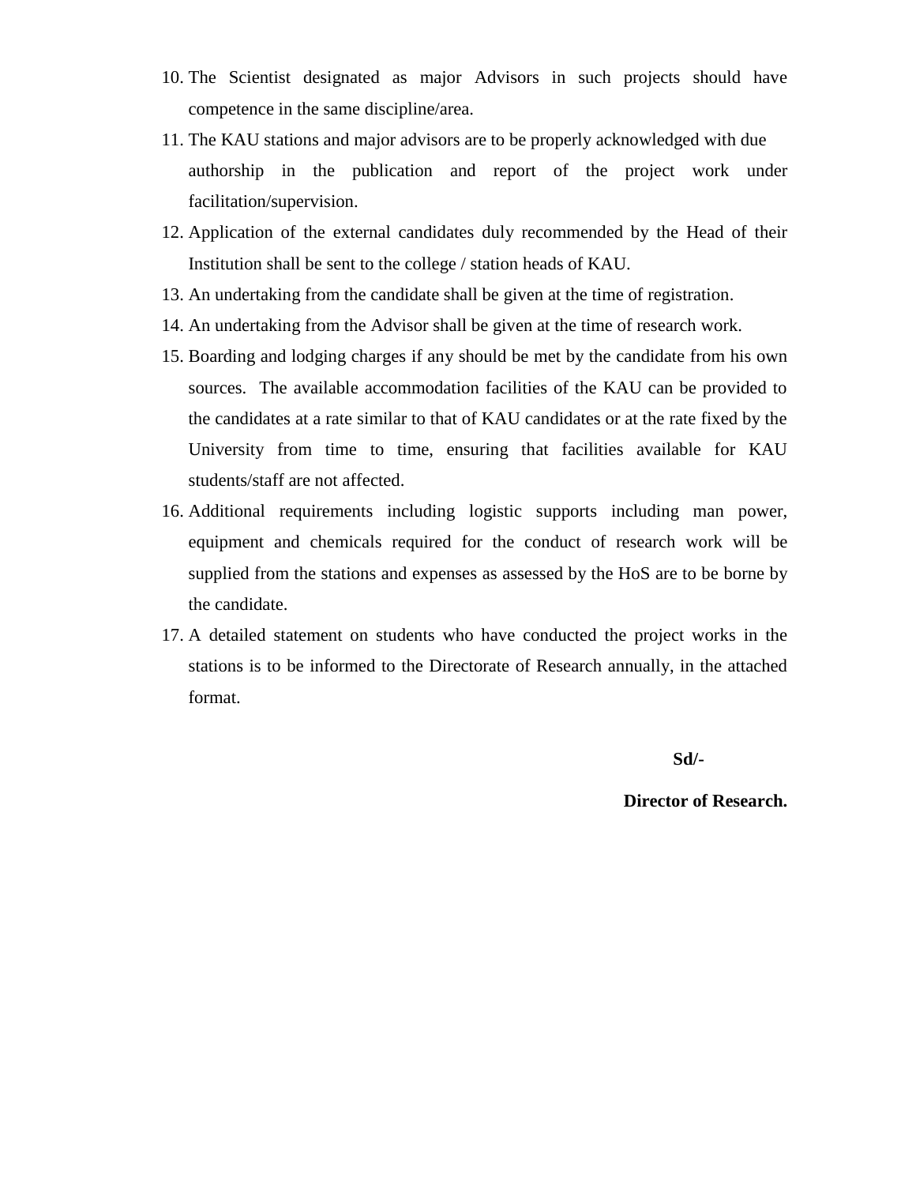10. The Scientist designated as major Advisors in such projects should have competence in the same discipline/area.
11. The KAU stations and major advisors are to be properly acknowledged with due authorship in the publication and report of the project work under facilitation/supervision.
12. Application of the external candidates duly recommended by the Head of their Institution shall be sent to the college / station heads of KAU.
13. An undertaking from the candidate shall be given at the time of registration.
14. An undertaking from the Advisor shall be given at the time of research work.
15. Boarding and lodging charges if any should be met by the candidate from his own sources. The available accommodation facilities of the KAU can be provided to the candidates at a rate similar to that of KAU candidates or at the rate fixed by the University from time to time, ensuring that facilities available for KAU students/staff are not affected.
16. Additional requirements including logistic supports including man power, equipment and chemicals required for the conduct of research work will be supplied from the stations and expenses as assessed by the HoS are to be borne by the candidate.
17. A detailed statement on students who have conducted the project works in the stations is to be informed to the Directorate of Research annually, in the attached format.

**Sd/-**

**Director of Research.**